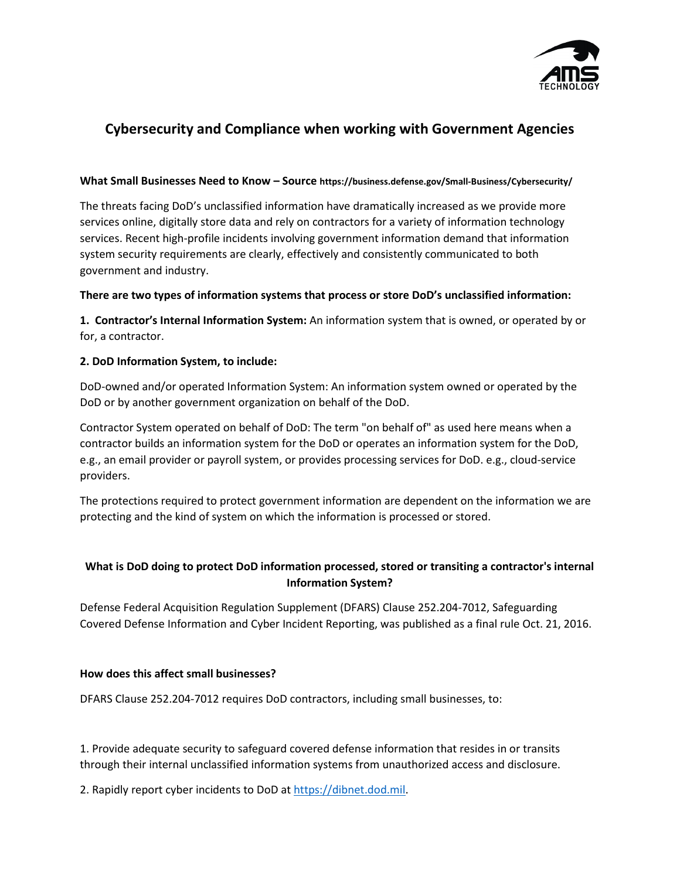# Cybersecurity and Compliance when working with Government Agencies

**What Small Businesses Need to Know – Source https://business.defense.gov/Small-Business/Cybersecurity/**

The threats facing DoD's unclassified information have dramatically increased as we provide more services online, digitally store data and rely on contractors for a variety of information technology services. Recent high-profile incidents involving government information demand that information system security requirements are clearly, effectively and consistently communicated to both government and industry.

**There are two types of information systems that process or store DoD's unclassified information:**

**1. Contractor's Internal Information System:** An information system that is owned, or operated by or for, a contractor.

**2. DoD Information System, to include:**

DoD-owned and/or operated Information System: An information system owned or operated by the DoD or by another government organization on behalf of the DoD.

Contractor System operated on behalf of DoD: The term "on behalf of" as used here means when a contractor builds an information system for the DoD or operates an information system for the DoD, e.g., an email provider or payroll system, or provides processing services for DoD. e.g., cloud-service providers.

The protections required to protect government information are dependent on the information we are protecting and the kind of system on which the information is processed or stored.

## What is DoD doing to protect DoD information processed, stored or transiting a contractor's internal Information System?

Defense Federal Acquisition Regulation Supplement (DFARS) Clause 252.204-7012, Safeguarding Covered Defense Information and Cyber Incident Reporting, was published as a final rule Oct. 21, 2016.

**How does this affect small businesses?**

DFARS Clause 252.204-7012 requires DoD contractors, including small businesses, to:

1. Provide adequate security to safeguard covered defense information that resides in or transits through their internal unclassified information systems from unauthorized access and disclosure.

2. Rapidly report cyber incidents to DoD at https://dibnet.dod.mil.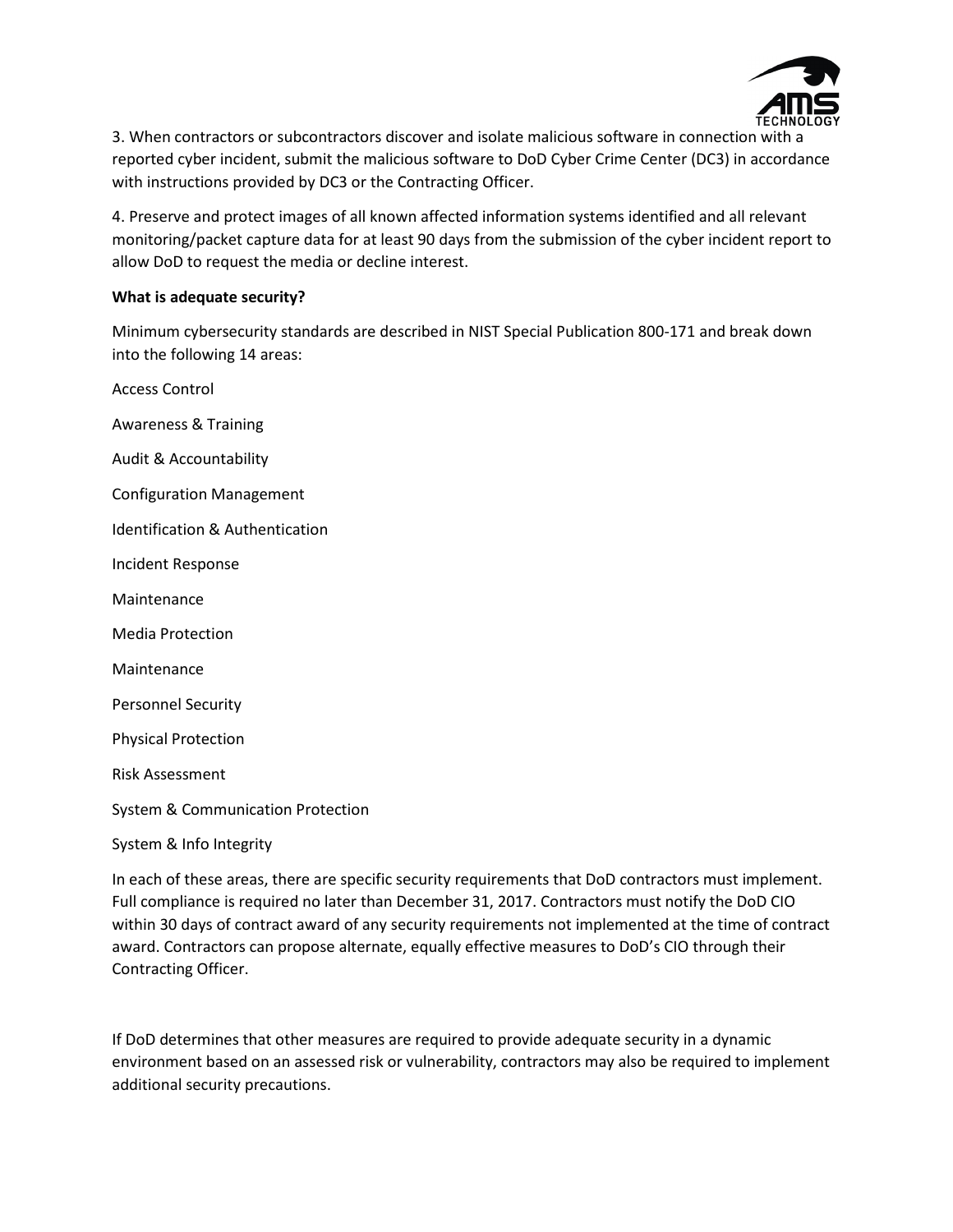3. When contractors or subcontractors discover and isolate malicious software in connection with a reported cyber incident, submit the malicious software to DoD Cyber Crime Center (DC3) in accordance with instructions provided by DC3 or the Contracting Officer.

4. Preserve and protect images of all known affected information systems identified and all relevant monitoring/packet capture data for at least 90 days from the submission of the cyber incident report to allow DoD to request the media or decline interest.

**What is adequate security?**

Minimum cybersecurity standards are described in NIST Special Publication 800-171 and break down into the following 14 areas:

Access Control

Awareness & Training

Audit & Accountability

Configuration Management

Identification & Authentication

Incident Response

Maintenance

Media Protection

Maintenance

Personnel Security

Physical Protection

Risk Assessment

System & Communication Protection

System & Info Integrity

In each of these areas, there are specific security requirements that DoD contractors must implement. Full compliance is required no later than December 31, 2017. Contractors must notify the DoD CIO within 30 days of contract award of any security requirements not implemented at the time of contract award. Contractors can propose alternate, equally effective measures to DoD's CIO through their Contracting Officer.

If DoD determines that other measures are required to provide adequate security in a dynamic environment based on an assessed risk or vulnerability, contractors may also be required to implement additional security precautions.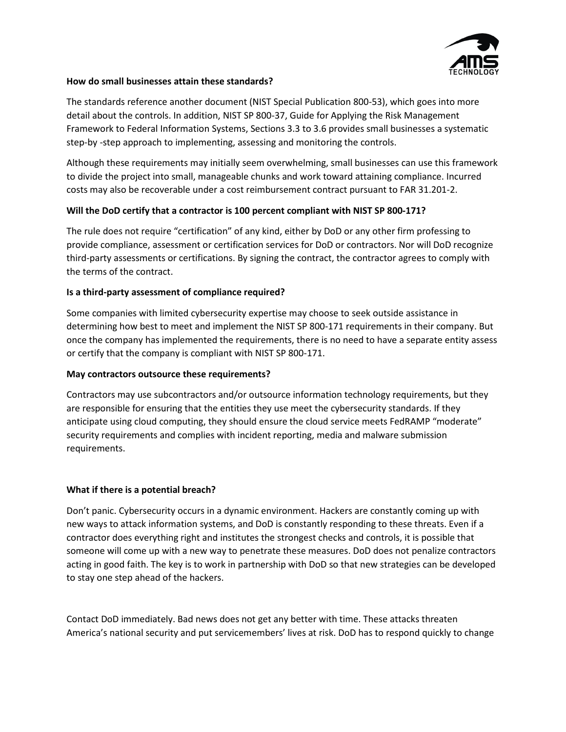**How do small businesses attain these standards?**

The standards reference another document (NIST Special Publication 800-53), which goes into more detail about the controls. In addition, NIST SP 800-37, Guide for Applying the Risk Management Framework to Federal Information Systems, Sections 3.3 to 3.6 provides small businesses a systematic step-by -step approach to implementing, assessing and monitoring the controls.

Although these requirements may initially seem overwhelming, small businesses can use this framework to divide the project into small, manageable chunks and work toward attaining compliance. Incurred costs may also be recoverable under a cost reimbursement contract pursuant to FAR 31.201-2.

**Will the DoD certify that a contractor is 100 percent compliant with NIST SP 800-171?**

The rule does not require "certification" of any kind, either by DoD or any other firm professing to provide compliance, assessment or certification services for DoD or contractors. Nor will DoD recognize third-party assessments or certifications. By signing the contract, the contractor agrees to comply with the terms of the contract.

**Is a third-party assessment of compliance required?**

Some companies with limited cybersecurity expertise may choose to seek outside assistance in determining how best to meet and implement the NIST SP 800-171 requirements in their company. But once the company has implemented the requirements, there is no need to have a separate entity assess or certify that the company is compliant with NIST SP 800-171.

**May contractors outsource these requirements?**

Contractors may use subcontractors and/or outsource information technology requirements, but they are responsible for ensuring that the entities they use meet the cybersecurity standards. If they anticipate using cloud computing, they should ensure the cloud service meets FedRAMP "moderate" security requirements and complies with incident reporting, media and malware submission requirements.

**What if there is a potential breach?**

Don't panic. Cybersecurity occurs in a dynamic environment. Hackers are constantly coming up with new ways to attack information systems, and DoD is constantly responding to these threats. Even if a contractor does everything right and institutes the strongest checks and controls, it is possible that someone will come up with a new way to penetrate these measures. DoD does not penalize contractors acting in good faith. The key is to work in partnership with DoD so that new strategies can be developed to stay one step ahead of the hackers.

Contact DoD immediately. Bad news does not get any better with time. These attacks threaten America's national security and put servicemembers' lives at risk. DoD has to respond quickly to change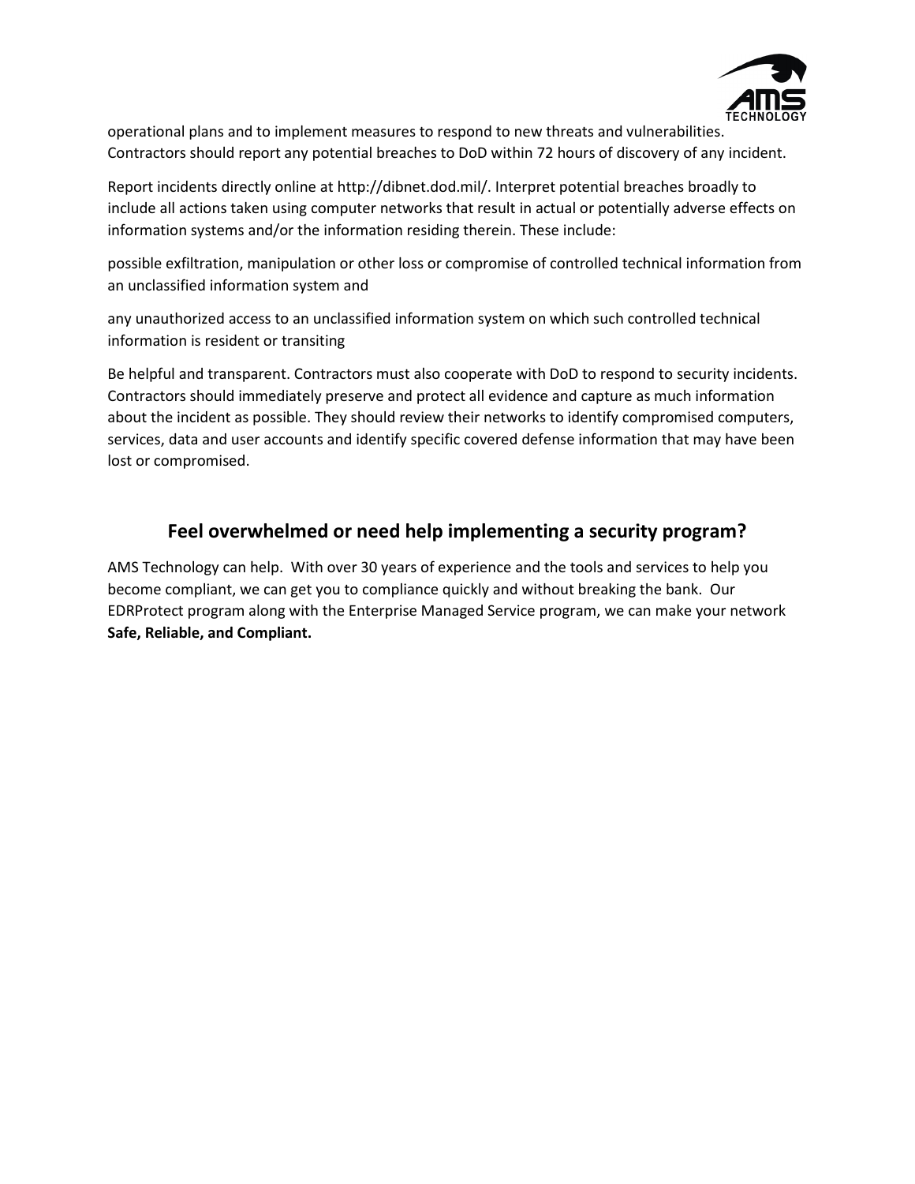operational plans and to implement measures to respond to new threats and vulnerabilities. Contractors should report any potential breaches to DoD within 72 hours of discovery of any incident.

Report incidents directly online at http://dibnet.dod.mil/. Interpret potential breaches broadly to include all actions taken using computer networks that result in actual or potentially adverse effects on information systems and/or the information residing therein. These include:

possible exfiltration, manipulation or other loss or compromise of controlled technical information from an unclassified information system and

any unauthorized access to an unclassified information system on which such controlled technical information is resident or transiting

Be helpful and transparent. Contractors must also cooperate with DoD to respond to security incidents. Contractors should immediately preserve and protect all evidence and capture as much information about the incident as possible. They should review their networks to identify compromised computers, services, data and user accounts and identify specific covered defense information that may have been lost or compromised.

## Feel overwhelmed or need help implementing a security program?

AMS Technology can help. With over 30 years of experience and the tools and services to help you become compliant, we can get you to compliance quickly and without breaking the bank. Our EDRProtect program along with the Enterprise Managed Service program, we can make your network **Safe, Reliable, and Compliant.**